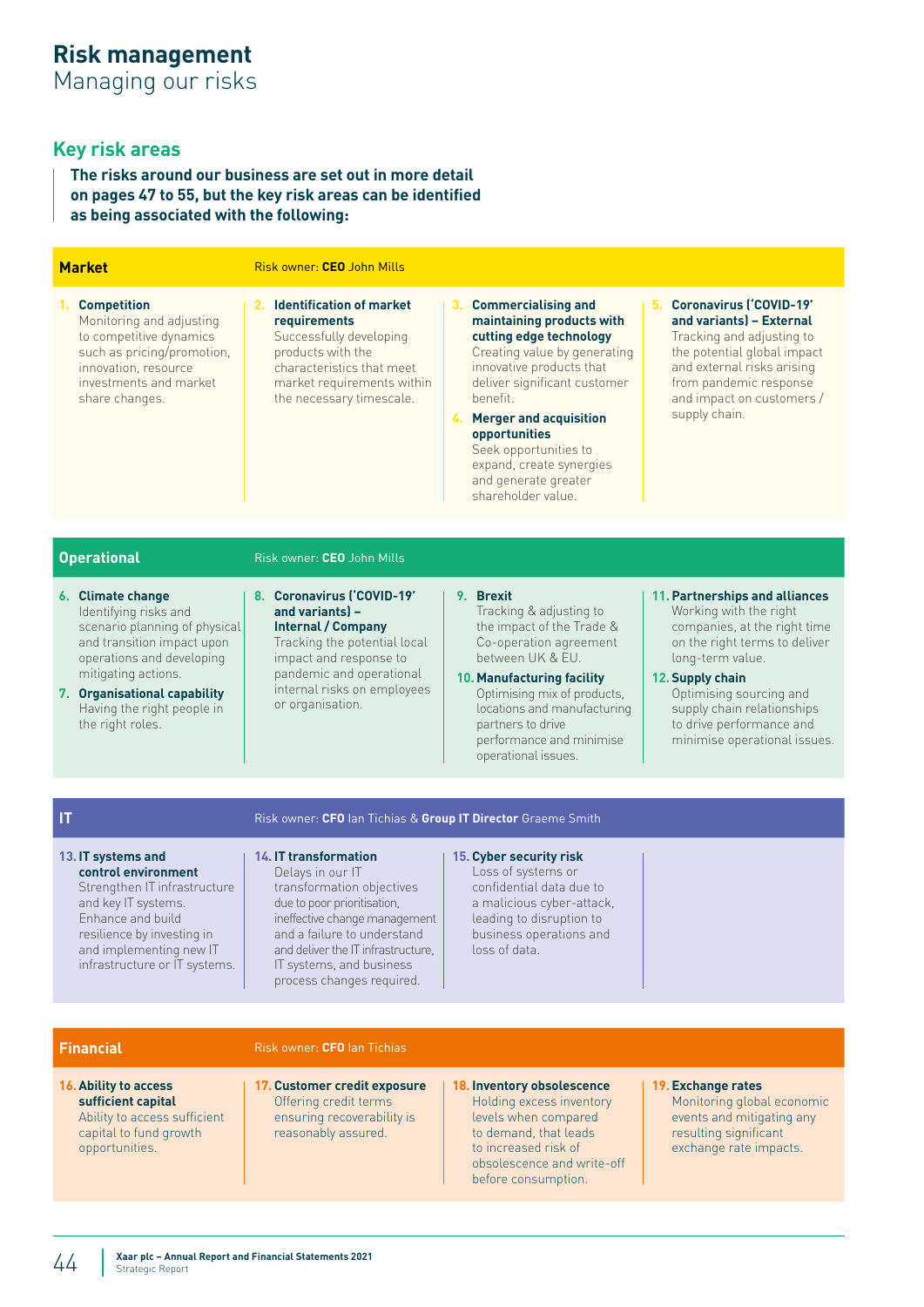# Risk management

Managing our risks

## Key risk areas

**The risks around our business are set out in more detail on pages 47 to 55, but the key risk areas can be identified as being associated with the following:**

### Market

Risk owner: **CEO** John Mills

1. **Competition**
   Monitoring and adjusting to competitive dynamics such as pricing/promotion, innovation, resource investments and market share changes.
2. **Identification of market requirements**
   Successfully developing products with the characteristics that meet market requirements within the necessary timescale.
3. **Commercialising and maintaining products with cutting edge technology**
   Creating value by generating innovative products that deliver significant customer benefit.
4. **Merger and acquisition opportunities**
   Seek opportunities to expand, create synergies and generate greater shareholder value.
5. **Coronavirus ('COVID-19' and variants) – External**
   Tracking and adjusting to the potential global impact and external risks arising from pandemic response and impact on customers / supply chain.

### Operational

Risk owner: **CEO** John Mills

6. **Climate change**
   Identifying risks and scenario planning of physical and transition impact upon operations and developing mitigating actions.
7. **Organisational capability**
   Having the right people in the right roles.
8. **Coronavirus ('COVID-19' and variants) – Internal / Company**
   Tracking the potential local impact and response to pandemic and operational internal risks on employees or organisation.
9. **Brexit**
   Tracking & adjusting to the impact of the Trade & Co-operation agreement between UK & EU.
10. **Manufacturing facility**
    Optimising mix of products, locations and manufacturing partners to drive performance and minimise operational issues.
11. **Partnerships and alliances**
    Working with the right companies, at the right time on the right terms to deliver long-term value.
12. **Supply chain**
    Optimising sourcing and supply chain relationships to drive performance and minimise operational issues.

### IT

Risk owner: **CFO** Ian Tichias & **Group IT Director** Graeme Smith

13. **IT systems and control environment**
    Strengthen IT infrastructure and key IT systems. Enhance and build resilience by investing in and implementing new IT infrastructure or IT systems.
14. **IT transformation**
    Delays in our IT transformation objectives due to poor prioritisation, ineffective change management and a failure to understand and deliver the IT infrastructure, IT systems, and business process changes required.
15. **Cyber security risk**
    Loss of systems or confidential data due to a malicious cyber-attack, leading to disruption to business operations and loss of data.

### Financial

Risk owner: **CFO** Ian Tichias

16. **Ability to access sufficient capital**
    Ability to access sufficient capital to fund growth opportunities.
17. **Customer credit exposure**
    Offering credit terms ensuring recoverability is reasonably assured.
18. **Inventory obsolescence**
    Holding excess inventory levels when compared to demand, that leads to increased risk of obsolescence and write-off before consumption.
19. **Exchange rates**
    Monitoring global economic events and mitigating any resulting significant exchange rate impacts.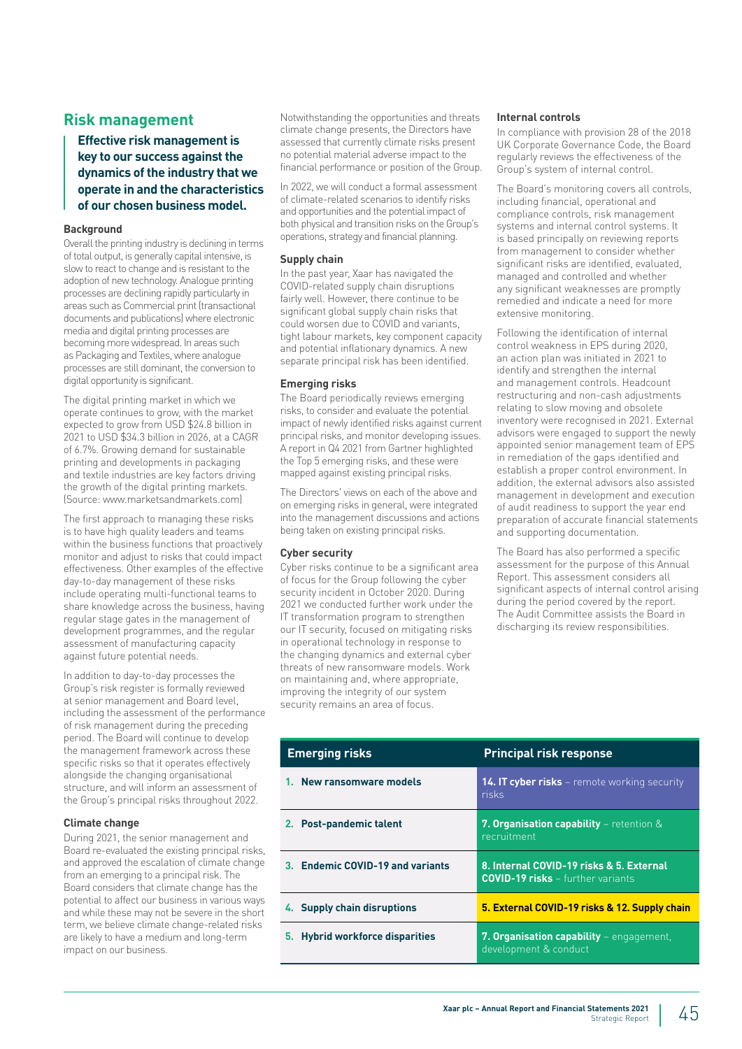## Risk management

**Effective risk management is key to our success against the dynamics of the industry that we operate in and the characteristics of our chosen business model.**

### Background

Overall the printing industry is declining in terms of total output, is generally capital intensive, is slow to react to change and is resistant to the adoption of new technology. Analogue printing processes are declining rapidly particularly in areas such as Commercial print (transactional documents and publications) where electronic media and digital printing processes are becoming more widespread. In areas such as Packaging and Textiles, where analogue processes are still dominant, the conversion to digital opportunity is significant.

The digital printing market in which we operate continues to grow, with the market expected to grow from USD $24.8 billion in 2021 to USD $34.3 billion in 2026, at a CAGR of 6.7%. Growing demand for sustainable printing and developments in packaging and textile industries are key factors driving the growth of the digital printing markets. (Source: www.marketsandmarkets.com)

The first approach to managing these risks is to have high quality leaders and teams within the business functions that proactively monitor and adjust to risks that could impact effectiveness. Other examples of the effective day-to-day management of these risks include operating multi-functional teams to share knowledge across the business, having regular stage gates in the management of development programmes, and the regular assessment of manufacturing capacity against future potential needs.

In addition to day-to-day processes the Group's risk register is formally reviewed at senior management and Board level, including the assessment of the performance of risk management during the preceding period. The Board will continue to develop the management framework across these specific risks so that it operates effectively alongside the changing organisational structure, and will inform an assessment of the Group's principal risks throughout 2022.

### Climate change

During 2021, the senior management and Board re-evaluated the existing principal risks, and approved the escalation of climate change from an emerging to a principal risk. The Board considers that climate change has the potential to affect our business in various ways and while these may not be severe in the short term, we believe climate change-related risks are likely to have a medium and long-term impact on our business.

Notwithstanding the opportunities and threats climate change presents, the Directors have assessed that currently climate risks present no potential material adverse impact to the financial performance or position of the Group.

In 2022, we will conduct a formal assessment of climate-related scenarios to identify risks and opportunities and the potential impact of both physical and transition risks on the Group's operations, strategy and financial planning.

### Supply chain

In the past year, Xaar has navigated the COVID-related supply chain disruptions fairly well. However, there continue to be significant global supply chain risks that could worsen due to COVID and variants, tight labour markets, key component capacity and potential inflationary dynamics. A new separate principal risk has been identified.

### Emerging risks

The Board periodically reviews emerging risks, to consider and evaluate the potential impact of newly identified risks against current principal risks, and monitor developing issues. A report in Q4 2021 from Gartner highlighted the Top 5 emerging risks, and these were mapped against existing principal risks.

The Directors' views on each of the above and on emerging risks in general, were integrated into the management discussions and actions being taken on existing principal risks.

### Cyber security

Cyber risks continue to be a significant area of focus for the Group following the cyber security incident in October 2020. During 2021 we conducted further work under the IT transformation program to strengthen our IT security, focused on mitigating risks in operational technology in response to the changing dynamics and external cyber threats of new ransomware models. Work on maintaining and, where appropriate, improving the integrity of our system security remains an area of focus.

### Internal controls

In compliance with provision 28 of the 2018 UK Corporate Governance Code, the Board regularly reviews the effectiveness of the Group's system of internal control.

The Board's monitoring covers all controls, including financial, operational and compliance controls, risk management systems and internal control systems. It is based principally on reviewing reports from management to consider whether significant risks are identified, evaluated, managed and controlled and whether any significant weaknesses are promptly remedied and indicate a need for more extensive monitoring.

Following the identification of internal control weakness in EPS during 2020, an action plan was initiated in 2021 to identify and strengthen the internal and management controls. Headcount restructuring and non-cash adjustments relating to slow moving and obsolete inventory were recognised in 2021. External advisors were engaged to support the newly appointed senior management team of EPS in remediation of the gaps identified and establish a proper control environment. In addition, the external advisors also assisted management in development and execution of audit readiness to support the year end preparation of accurate financial statements and supporting documentation.

The Board has also performed a specific assessment for the purpose of this Annual Report. This assessment considers all significant aspects of internal control arising during the period covered by the report. The Audit Committee assists the Board in discharging its review responsibilities.

| Emerging risks | Principal risk response |
| --- | --- |
| 1. New ransomware models | **14. IT cyber risks** – remote working security risks |
| 2. Post-pandemic talent | **7. Organisation capability** – retention & recruitment |
| 3. Endemic COVID-19 and variants | **8. Internal COVID-19 risks & 5. External COVID-19 risks** – further variants |
| 4. Supply chain disruptions | **5. External COVID-19 risks & 12. Supply chain** |
| 5. Hybrid workforce disparities | **7. Organisation capability** – engagement, development & conduct |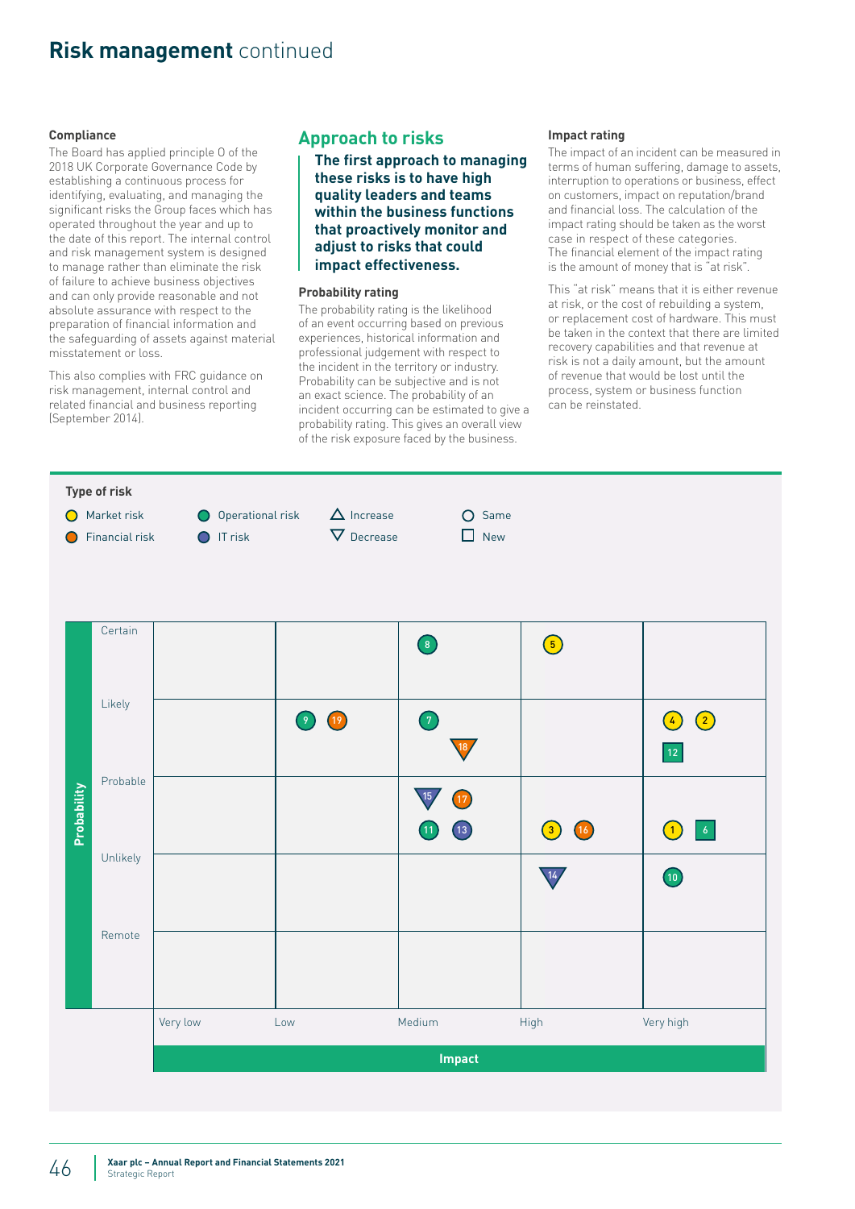# Risk management continued

### Compliance

The Board has applied principle O of the 2018 UK Corporate Governance Code by establishing a continuous process for identifying, evaluating, and managing the significant risks the Group faces which has operated throughout the year and up to the date of this report. The internal control and risk management system is designed to manage rather than eliminate the risk of failure to achieve business objectives and can only provide reasonable and not absolute assurance with respect to the preparation of financial information and the safeguarding of assets against material misstatement or loss.

This also complies with FRC guidance on risk management, internal control and related financial and business reporting (September 2014).

## Approach to risks

**The first approach to managing these risks is to have high quality leaders and teams within the business functions that proactively monitor and adjust to risks that could impact effectiveness.**

### Probability rating

The probability rating is the likelihood of an event occurring based on previous experiences, historical information and professional judgement with respect to the incident in the territory or industry. Probability can be subjective and is not an exact science. The probability of an incident occurring can be estimated to give a probability rating. This gives an overall view of the risk exposure faced by the business.

### Impact rating

The impact of an incident can be measured in terms of human suffering, damage to assets, interruption to operations or business, effect on customers, impact on reputation/brand and financial loss. The calculation of the impact rating should be taken as the worst case in respect of these categories. The financial element of the impact rating is the amount of money that is "at risk".

This "at risk" means that it is either revenue at risk, or the cost of rebuilding a system, or replacement cost of hardware. This must be taken in the context that there are limited recovery capabilities and that revenue at risk is not a daily amount, but the amount of revenue that would be lost until the process, system or business function can be reinstated.

**Type of risk**

- Market risk: 1, 2, 3, 4, 5
- Financial risk: 16, 17, 18, 19
- Operational risk: 6, 7, 8, 9, 10, 11, 12
- IT risk: 13, 14, 15

Key: △ Increase; ▽ Decrease; ○ Same; □ New

| Probability / Impact | Very low | Low | Medium | High | Very high |
|---|---|---|---|---|---|
| Certain | | | 8 | 5 | |
| Likely | | 9, 19 | 7, 18 (▽) | | 4, 2, 12 (□) |
| Probable | | | 15 (▽), 17, 11, 13 | 3, 16 | 1, 6 (□) |
| Unlikely | | | | 14 (▽) | 10 |
| Remote | | | | | |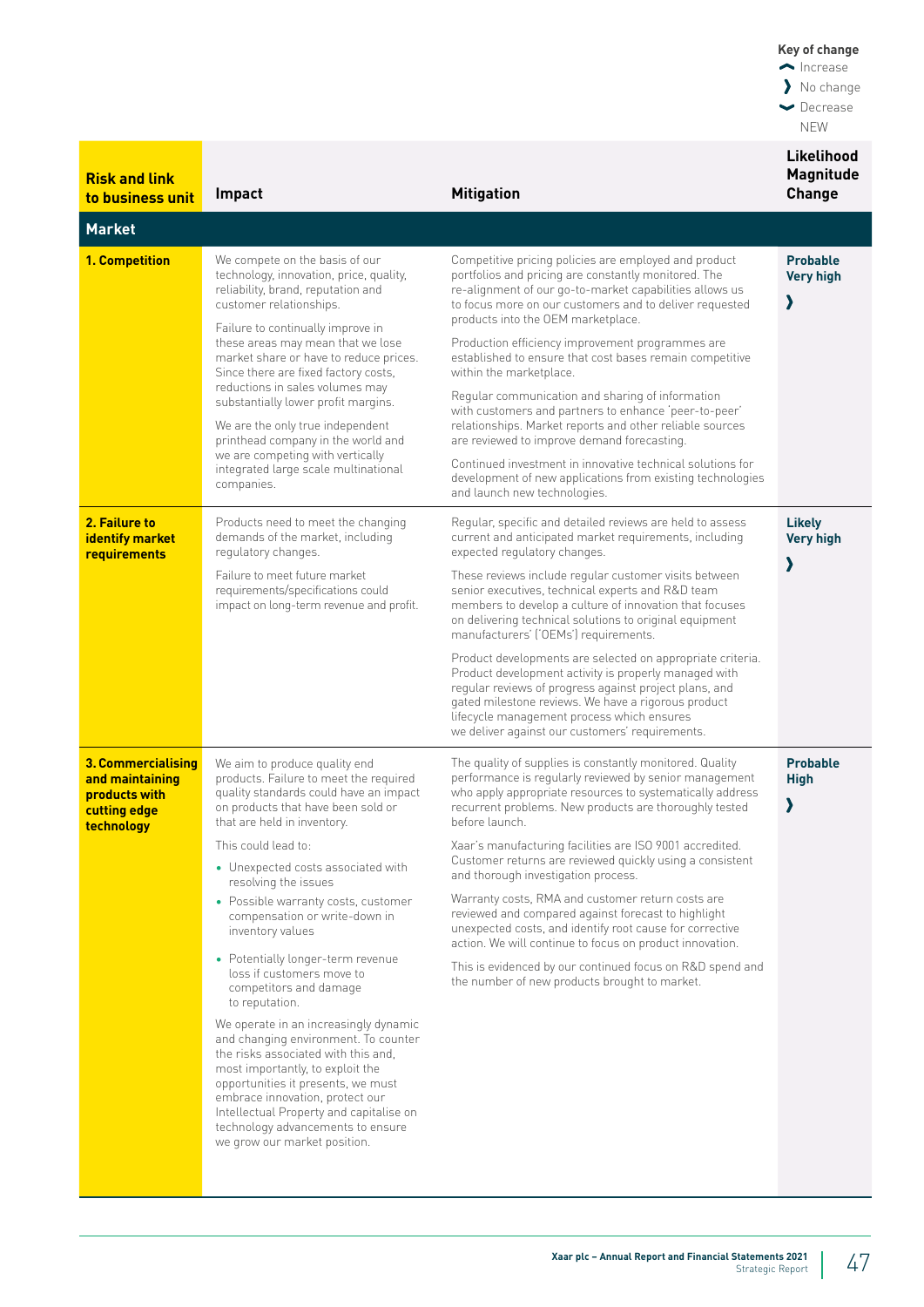Key of change

- ❮ Increase (up)
- ❯ No change
- ❮ Decrease (down)
- NEW

| Risk and link to business unit | Impact | Mitigation | Likelihood Magnitude Change |
|---|---|---|---|
| **Market** | | | |
| **1. Competition** | We compete on the basis of our technology, innovation, price, quality, reliability, brand, reputation and customer relationships.<br><br>Failure to continually improve in these areas may mean that we lose market share or have to reduce prices. Since there are fixed factory costs, reductions in sales volumes may substantially lower profit margins.<br><br>We are the only true independent printhead company in the world and we are competing with vertically integrated large scale multinational companies. | Competitive pricing policies are employed and product portfolios and pricing are constantly monitored. The re-alignment of our go-to-market capabilities allows us to focus more on our customers and to deliver requested products into the OEM marketplace.<br><br>Production efficiency improvement programmes are established to ensure that cost bases remain competitive within the marketplace.<br><br>Regular communication and sharing of information with customers and partners to enhance 'peer-to-peer' relationships. Market reports and other reliable sources are reviewed to improve demand forecasting.<br><br>Continued investment in innovative technical solutions for development of new applications from existing technologies and launch new technologies. | **Probable**<br>**Very high**<br>❯ |
| **2. Failure to identify market requirements** | Products need to meet the changing demands of the market, including regulatory changes.<br><br>Failure to meet future market requirements/specifications could impact on long-term revenue and profit. | Regular, specific and detailed reviews are held to assess current and anticipated market requirements, including expected regulatory changes.<br><br>These reviews include regular customer visits between senior executives, technical experts and R&D team members to develop a culture of innovation that focuses on delivering technical solutions to original equipment manufacturers' ('OEMs') requirements.<br><br>Product developments are selected on appropriate criteria. Product development activity is properly managed with regular reviews of progress against project plans, and gated milestone reviews. We have a rigorous product lifecycle management process which ensures we deliver against our customers' requirements. | **Likely**<br>**Very high**<br>❯ |
| **3. Commercialising and maintaining products with cutting edge technology** | We aim to produce quality end products. Failure to meet the required quality standards could have an impact on products that have been sold or that are held in inventory.<br><br>This could lead to:<br>• Unexpected costs associated with resolving the issues<br>• Possible warranty costs, customer compensation or write-down in inventory values<br>• Potentially longer-term revenue loss if customers move to competitors and damage to reputation.<br><br>We operate in an increasingly dynamic and changing environment. To counter the risks associated with this and, most importantly, to exploit the opportunities it presents, we must embrace innovation, protect our Intellectual Property and capitalise on technology advancements to ensure we grow our market position. | The quality of supplies is constantly monitored. Quality performance is regularly reviewed by senior management who apply appropriate resources to systematically address recurrent problems. New products are thoroughly tested before launch.<br><br>Xaar's manufacturing facilities are ISO 9001 accredited. Customer returns are reviewed quickly using a consistent and thorough investigation process.<br><br>Warranty costs, RMA and customer return costs are reviewed and compared against forecast to highlight unexpected costs, and identify root cause for corrective action. We will continue to focus on product innovation.<br><br>This is evidenced by our continued focus on R&D spend and the number of new products brought to market. | **Probable**<br>**High**<br>❯ |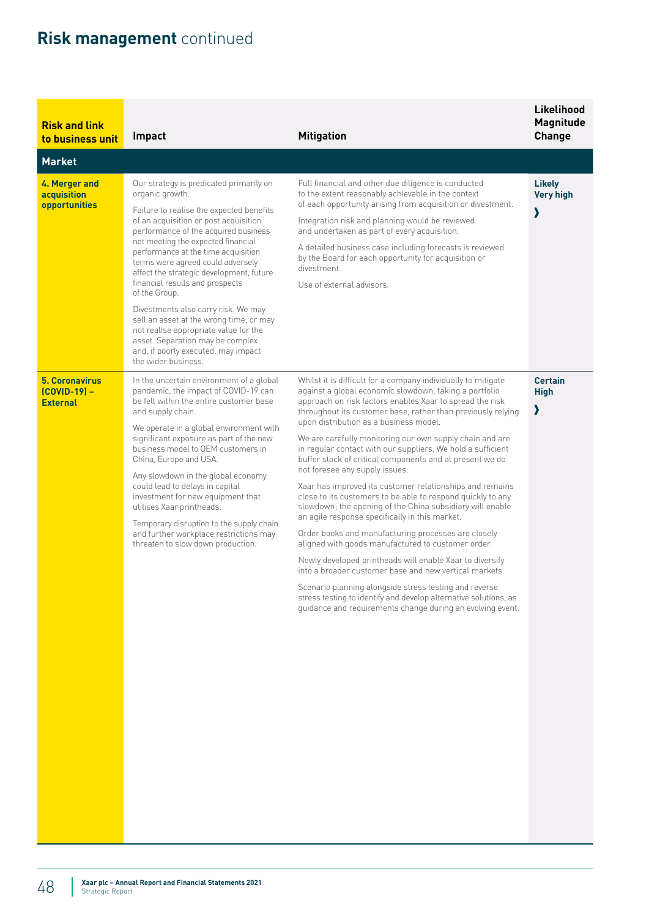# Risk management continued

| Risk and link to business unit | Impact | Mitigation | Likelihood Magnitude Change |
|---|---|---|---|
| **Market** | | | |
| **4. Merger and acquisition opportunities** | Our strategy is predicated primarily on organic growth.<br><br>Failure to realise the expected benefits of an acquisition or post acquisition performance of the acquired business not meeting the expected financial performance at the time acquisition terms were agreed could adversely affect the strategic development, future financial results and prospects of the Group.<br><br>Divestments also carry risk. We may sell an asset at the wrong time, or may not realise appropriate value for the asset. Separation may be complex and, if poorly executed, may impact the wider business. | Full financial and other due diligence is conducted to the extent reasonably achievable in the context of each opportunity arising from acquisition or divestment.<br><br>Integration risk and planning would be reviewed and undertaken as part of every acquisition.<br><br>A detailed business case including forecasts is reviewed by the Board for each opportunity for acquisition or divestment.<br><br>Use of external advisors. | **Likely**<br>**Very high**<br>❯ |
| **5. Coronavirus (COVID-19) – External** | In the uncertain environment of a global pandemic, the impact of COVID-19 can be felt within the entire customer base and supply chain.<br><br>We operate in a global environment with significant exposure as part of the new business model to OEM customers in China, Europe and USA.<br><br>Any slowdown in the global economy could lead to delays in capital investment for new equipment that utilises Xaar printheads.<br><br>Temporary disruption to the supply chain and further workplace restrictions may threaten to slow down production. | Whilst it is difficult for a company individually to mitigate against a global economic slowdown, taking a portfolio approach on risk factors enables Xaar to spread the risk throughout its customer base, rather than previously relying upon distribution as a business model.<br><br>We are carefully monitoring our own supply chain and are in regular contact with our suppliers. We hold a sufficient buffer stock of critical components and at present we do not foresee any supply issues.<br><br>Xaar has improved its customer relationships and remains close to its customers to be able to respond quickly to any slowdown; the opening of the China subsidiary will enable an agile response specifically in this market.<br><br>Order books and manufacturing processes are closely aligned with goods manufactured to customer order.<br><br>Newly developed printheads will enable Xaar to diversify into a broader customer base and new vertical markets.<br><br>Scenario planning alongside stress testing and reverse stress testing to identify and develop alternative solutions, as guidance and requirements change during an evolving event. | **Certain**<br>**High**<br>❯ |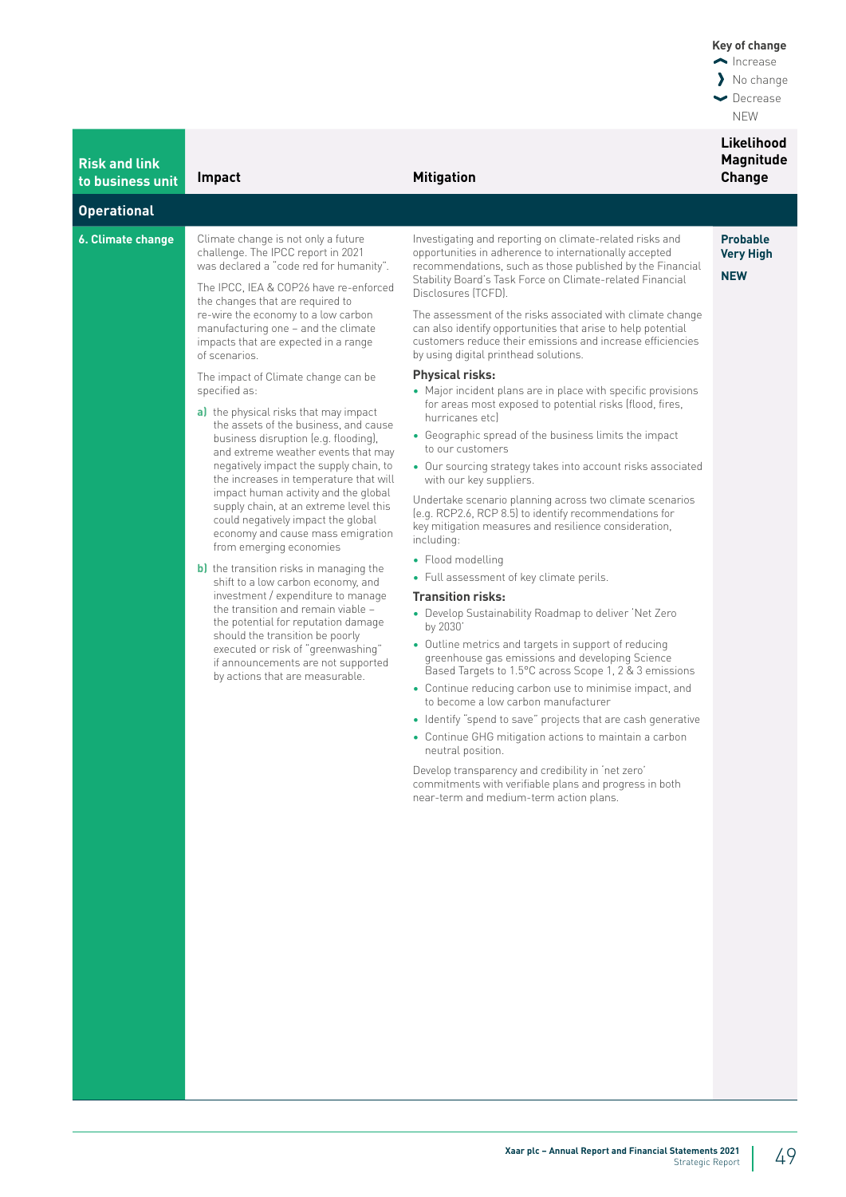**Key of change**
- Increase
- No change
- Decrease
- NEW

| Risk and link to business unit | Impact | Mitigation | Likelihood Magnitude Change |
|---|---|---|---|
| **Operational** | | | |
| **6. Climate change** | Climate change is not only a future challenge. The IPCC report in 2021 was declared a "code red for humanity".<br><br>The IPCC, IEA & COP26 have re-enforced the changes that are required to re-wire the economy to a low carbon manufacturing one – and the climate impacts that are expected in a range of scenarios.<br><br>The impact of Climate change can be specified as:<br><br>**a)** the physical risks that may impact the assets of the business, and cause business disruption (e.g. flooding), and extreme weather events that may negatively impact the supply chain, to the increases in temperature that will impact human activity and the global supply chain, at an extreme level this could negatively impact the global economy and cause mass emigration from emerging economies<br><br>**b)** the transition risks in managing the shift to a low carbon economy, and investment / expenditure to manage the transition and remain viable – the potential for reputation damage should the transition be poorly executed or risk of "greenwashing" if announcements are not supported by actions that are measurable. | Investigating and reporting on climate-related risks and opportunities in adherence to internationally accepted recommendations, such as those published by the Financial Stability Board's Task Force on Climate-related Financial Disclosures (TCFD).<br><br>The assessment of the risks associated with climate change can also identify opportunities that arise to help potential customers reduce their emissions and increase efficiencies by using digital printhead solutions.<br><br>**Physical risks:**<br>• Major incident plans are in place with specific provisions for areas most exposed to potential risks (flood, fires, hurricanes etc)<br>• Geographic spread of the business limits the impact to our customers<br>• Our sourcing strategy takes into account risks associated with our key suppliers.<br><br>Undertake scenario planning across two climate scenarios (e.g. RCP2.6, RCP 8.5) to identify recommendations for key mitigation measures and resilience consideration, including:<br>• Flood modelling<br>• Full assessment of key climate perils.<br><br>**Transition risks:**<br>• Develop Sustainability Roadmap to deliver 'Net Zero by 2030'<br>• Outline metrics and targets in support of reducing greenhouse gas emissions and developing Science Based Targets to 1.5°C across Scope 1, 2 & 3 emissions<br>• Continue reducing carbon use to minimise impact, and to become a low carbon manufacturer<br>• Identify "spend to save" projects that are cash generative<br>• Continue GHG mitigation actions to maintain a carbon neutral position.<br><br>Develop transparency and credibility in 'net zero' commitments with verifiable plans and progress in both near-term and medium-term action plans. | **Probable**<br>**Very High**<br><br>**NEW** |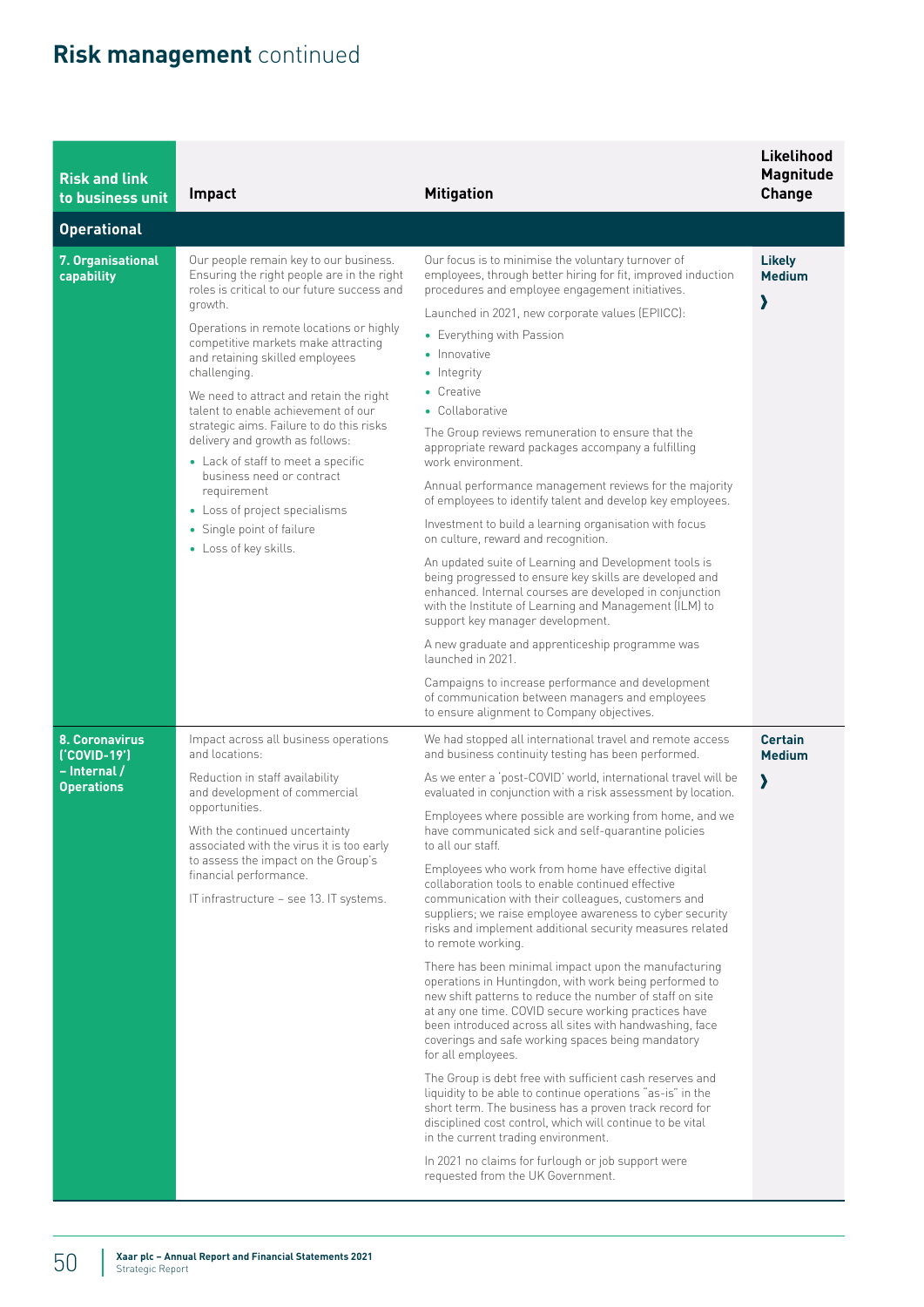# Risk management continued

| Risk and link to business unit | Impact | Mitigation | Likelihood Magnitude Change |
|---|---|---|---|
| **Operational** | | | |
| **7. Organisational capability** | Our people remain key to our business. Ensuring the right people are in the right roles is critical to our future success and growth.<br><br>Operations in remote locations or highly competitive markets make attracting and retaining skilled employees challenging.<br><br>We need to attract and retain the right talent to enable achievement of our strategic aims. Failure to do this risks delivery and growth as follows:<br>• Lack of staff to meet a specific business need or contract requirement<br>• Loss of project specialisms<br>• Single point of failure<br>• Loss of key skills. | Our focus is to minimise the voluntary turnover of employees, through better hiring for fit, improved induction procedures and employee engagement initiatives.<br><br>Launched in 2021, new corporate values (EPIICC):<br>• Everything with Passion<br>• Innovative<br>• Integrity<br>• Creative<br>• Collaborative<br><br>The Group reviews remuneration to ensure that the appropriate reward packages accompany a fulfilling work environment.<br><br>Annual performance management reviews for the majority of employees to identify talent and develop key employees.<br><br>Investment to build a learning organisation with focus on culture, reward and recognition.<br><br>An updated suite of Learning and Development tools is being progressed to ensure key skills are developed and enhanced. Internal courses are developed in conjunction with the Institute of Learning and Management (ILM) to support key manager development.<br><br>A new graduate and apprenticeship programme was launched in 2021.<br><br>Campaigns to increase performance and development of communication between managers and employees to ensure alignment to Company objectives. | **Likely**<br>**Medium**<br>❯ |
| **8. Coronavirus ('COVID-19') – Internal / Operations** | Impact across all business operations and locations:<br><br>Reduction in staff availability and development of commercial opportunities.<br><br>With the continued uncertainty associated with the virus it is too early to assess the impact on the Group's financial performance.<br><br>IT infrastructure – see 13. IT systems. | We had stopped all international travel and remote access and business continuity testing has been performed.<br><br>As we enter a 'post-COVID' world, international travel will be evaluated in conjunction with a risk assessment by location.<br><br>Employees where possible are working from home, and we have communicated sick and self-quarantine policies to all our staff.<br><br>Employees who work from home have effective digital collaboration tools to enable continued effective communication with their colleagues, customers and suppliers; we raise employee awareness to cyber security risks and implement additional security measures related to remote working.<br><br>There has been minimal impact upon the manufacturing operations in Huntingdon, with work being performed to new shift patterns to reduce the number of staff on site at any one time. COVID secure working practices have been introduced across all sites with handwashing, face coverings and safe working spaces being mandatory for all employees.<br><br>The Group is debt free with sufficient cash reserves and liquidity to be able to continue operations "as-is" in the short term. The business has a proven track record for disciplined cost control, which will continue to be vital in the current trading environment.<br><br>In 2021 no claims for furlough or job support were requested from the UK Government. | **Certain**<br>**Medium**<br>❯ |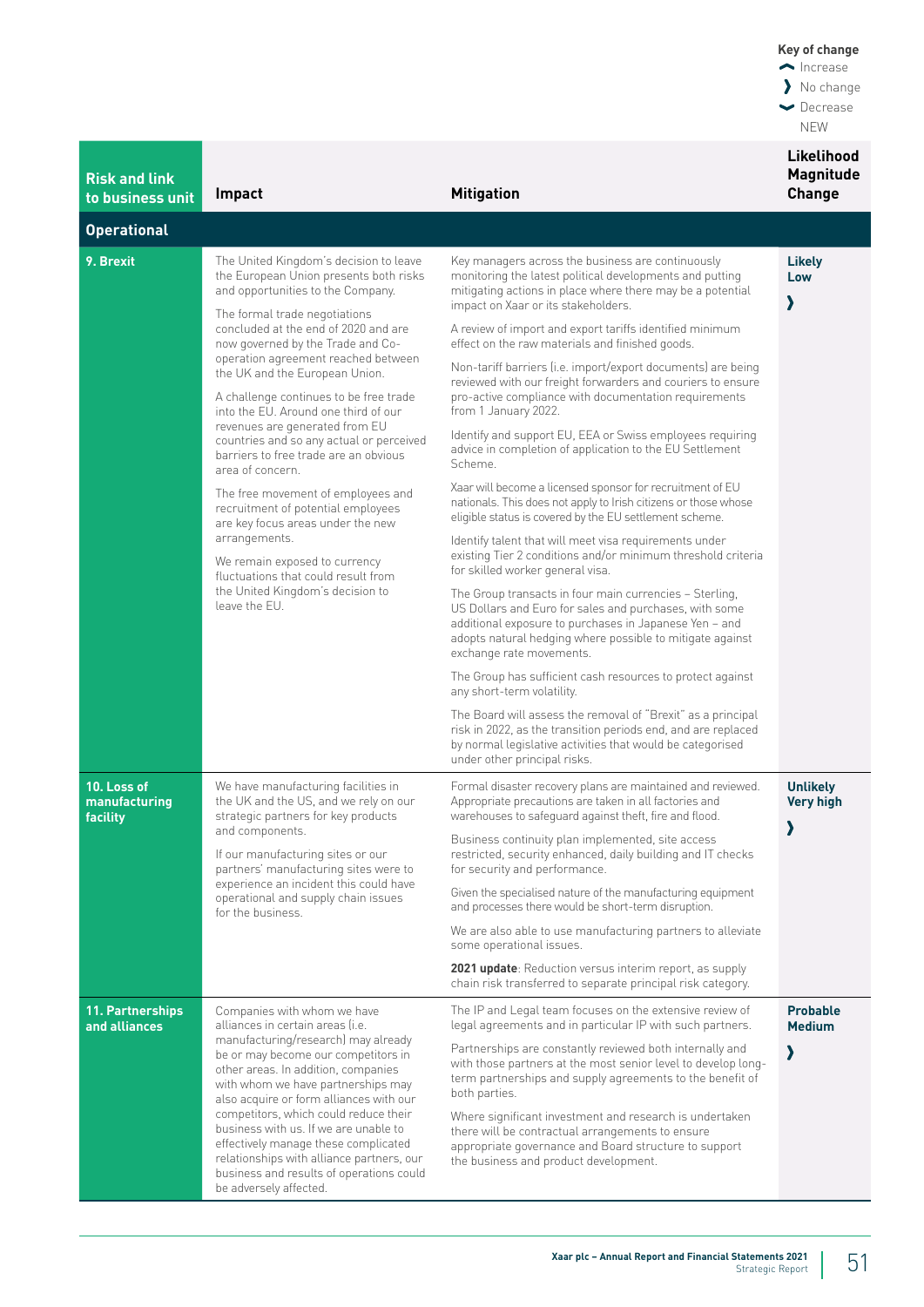Key of change
- ︿ Increase
- ❯ No change
- ﹀ Decrease
- NEW

| Risk and link to business unit | Impact | Mitigation | Likelihood Magnitude Change |
|---|---|---|---|
| **Operational** | | | |
| **9. Brexit** | The United Kingdom's decision to leave the European Union presents both risks and opportunities to the Company.<br><br>The formal trade negotiations concluded at the end of 2020 and are now governed by the Trade and Co-operation agreement reached between the UK and the European Union.<br><br>A challenge continues to be free trade into the EU. Around one third of our revenues are generated from EU countries and so any actual or perceived barriers to free trade are an obvious area of concern.<br><br>The free movement of employees and recruitment of potential employees are key focus areas under the new arrangements.<br><br>We remain exposed to currency fluctuations that could result from the United Kingdom's decision to leave the EU. | Key managers across the business are continuously monitoring the latest political developments and putting mitigating actions in place where there may be a potential impact on Xaar or its stakeholders.<br><br>A review of import and export tariffs identified minimum effect on the raw materials and finished goods.<br><br>Non-tariff barriers (i.e. import/export documents) are being reviewed with our freight forwarders and couriers to ensure pro-active compliance with documentation requirements from 1 January 2022.<br><br>Identify and support EU, EEA or Swiss employees requiring advice in completion of application to the EU Settlement Scheme.<br><br>Xaar will become a licensed sponsor for recruitment of EU nationals. This does not apply to Irish citizens or those whose eligible status is covered by the EU settlement scheme.<br><br>Identify talent that will meet visa requirements under existing Tier 2 conditions and/or minimum threshold criteria for skilled worker general visa.<br><br>The Group transacts in four main currencies – Sterling, US Dollars and Euro for sales and purchases, with some additional exposure to purchases in Japanese Yen – and adopts natural hedging where possible to mitigate against exchange rate movements.<br><br>The Group has sufficient cash resources to protect against any short-term volatility.<br><br>The Board will assess the removal of "Brexit" as a principal risk in 2022, as the transition periods end, and are replaced by normal legislative activities that would be categorised under other principal risks. | **Likely**<br>**Low**<br>❯ |
| **10. Loss of manufacturing facility** | We have manufacturing facilities in the UK and the US, and we rely on our strategic partners for key products and components.<br><br>If our manufacturing sites or our partners' manufacturing sites were to experience an incident this could have operational and supply chain issues for the business. | Formal disaster recovery plans are maintained and reviewed. Appropriate precautions are taken in all factories and warehouses to safeguard against theft, fire and flood.<br><br>Business continuity plan implemented, site access restricted, security enhanced, daily building and IT checks for security and performance.<br><br>Given the specialised nature of the manufacturing equipment and processes there would be short-term disruption.<br><br>We are also able to use manufacturing partners to alleviate some operational issues.<br><br>**2021 update**: Reduction versus interim report, as supply chain risk transferred to separate principal risk category. | **Unlikely**<br>**Very high**<br>❯ |
| **11. Partnerships and alliances** | Companies with whom we have alliances in certain areas (i.e. manufacturing/research) may already be or may become our competitors in other areas. In addition, companies with whom we have partnerships may also acquire or form alliances with our competitors, which could reduce their business with us. If we are unable to effectively manage these complicated relationships with alliance partners, our business and results of operations could be adversely affected. | The IP and Legal team focuses on the extensive review of legal agreements and in particular IP with such partners.<br><br>Partnerships are constantly reviewed both internally and with those partners at the most senior level to develop long-term partnerships and supply agreements to the benefit of both parties.<br><br>Where significant investment and research is undertaken there will be contractual arrangements to ensure appropriate governance and Board structure to support the business and product development. | **Probable**<br>**Medium**<br>❯ |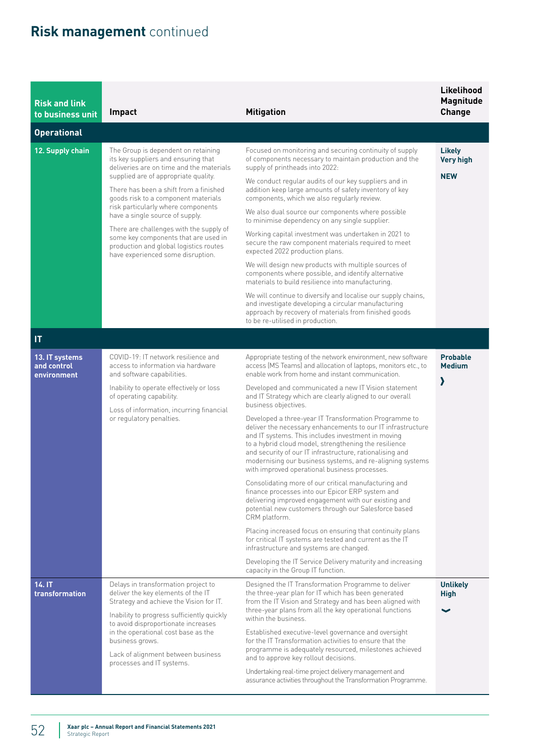# Risk management continued

| Risk and link to business unit | Impact | Mitigation | Likelihood Magnitude Change |
|---|---|---|---|
| **Operational** | | | |
| **12. Supply chain** | The Group is dependent on retaining its key suppliers and ensuring that deliveries are on time and the materials supplied are of appropriate quality.<br><br>There has been a shift from a finished goods risk to a component materials risk particularly where components have a single source of supply.<br><br>There are challenges with the supply of some key components that are used in production and global logistics routes have experienced some disruption. | Focused on monitoring and securing continuity of supply of components necessary to maintain production and the supply of printheads into 2022:<br><br>We conduct regular audits of our key suppliers and in addition keep large amounts of safety inventory of key components, which we also regularly review.<br><br>We also dual source our components where possible to minimise dependency on any single supplier.<br><br>Working capital investment was undertaken in 2021 to secure the raw component materials required to meet expected 2022 production plans.<br><br>We will design new products with multiple sources of components where possible, and identify alternative materials to build resilience into manufacturing.<br><br>We will continue to diversify and localise our supply chains, and investigate developing a circular manufacturing approach by recovery of materials from finished goods to be re-utilised in production. | **Likely**<br>**Very high**<br><br>**NEW** |
| **IT** | | | |
| **13. IT systems and control environment** | COVID-19: IT network resilience and access to information via hardware and software capabilities.<br><br>Inability to operate effectively or loss of operating capability.<br><br>Loss of information, incurring financial or regulatory penalties. | Appropriate testing of the network environment, new software access (MS Teams) and allocation of laptops, monitors etc., to enable work from home and instant communication.<br><br>Developed and communicated a new IT Vision statement and IT Strategy which are clearly aligned to our overall business objectives.<br><br>Developed a three-year IT Transformation Programme to deliver the necessary enhancements to our IT infrastructure and IT systems. This includes investment in moving to a hybrid cloud model, strengthening the resilience and security of our IT infrastructure, rationalising and modernising our business systems, and re-aligning systems with improved operational business processes.<br><br>Consolidating more of our critical manufacturing and finance processes into our Epicor ERP system and delivering improved engagement with our existing and potential new customers through our Salesforce based CRM platform.<br><br>Placing increased focus on ensuring that continuity plans for critical IT systems are tested and current as the IT infrastructure and systems are changed.<br><br>Developing the IT Service Delivery maturity and increasing capacity in the Group IT function. | **Probable**<br>**Medium**<br><br>› |
| **14. IT transformation** | Delays in transformation project to deliver the key elements of the IT Strategy and achieve the Vision for IT.<br><br>Inability to progress sufficiently quickly to avoid disproportionate increases in the operational cost base as the business grows.<br><br>Lack of alignment between business processes and IT systems. | Designed the IT Transformation Programme to deliver the three-year plan for IT which has been generated from the IT Vision and Strategy and has been aligned with three-year plans from all the key operational functions within the business.<br><br>Established executive-level governance and oversight for the IT Transformation activities to ensure that the programme is adequately resourced, milestones achieved and to approve key rollout decisions.<br><br>Undertaking real-time project delivery management and assurance activities throughout the Transformation Programme. | **Unlikely**<br>**High**<br><br>⌄ |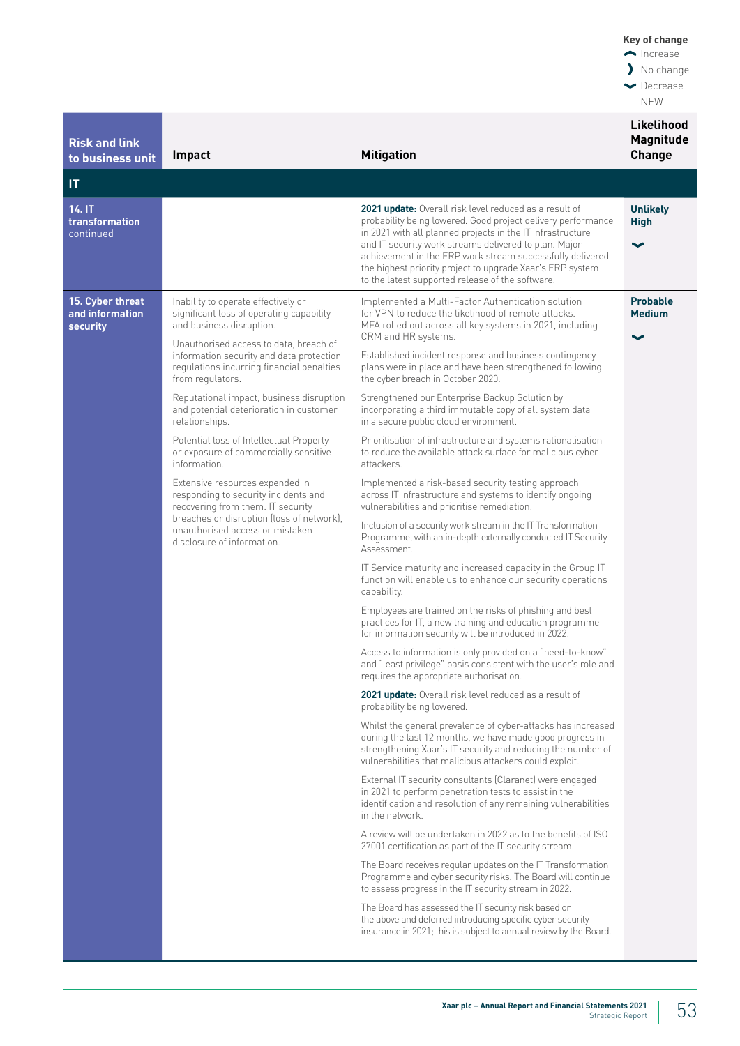**Key of change**
- Increase
- No change
- Decrease
- NEW

| Risk and link to business unit | Impact | Mitigation | Likelihood / Magnitude / Change |
|---|---|---|---|
| **IT** | | | |
| **14. IT transformation** continued | | **2021 update:** Overall risk level reduced as a result of probability being lowered. Good project delivery performance in 2021 with all planned projects in the IT infrastructure and IT security work streams delivered to plan. Major achievement in the ERP work stream successfully delivered the highest priority project to upgrade Xaar's ERP system to the latest supported release of the software. | **Unlikely** **High** Decrease |
| **15. Cyber threat and information security** | Inability to operate effectively or significant loss of operating capability and business disruption.<br><br>Unauthorised access to data, breach of information security and data protection regulations incurring financial penalties from regulators.<br><br>Reputational impact, business disruption and potential deterioration in customer relationships.<br><br>Potential loss of Intellectual Property or exposure of commercially sensitive information.<br><br>Extensive resources expended in responding to security incidents and recovering from them. IT security breaches or disruption (loss of network), unauthorised access or mistaken disclosure of information. | Implemented a Multi-Factor Authentication solution for VPN to reduce the likelihood of remote attacks. MFA rolled out across all key systems in 2021, including CRM and HR systems.<br><br>Established incident response and business contingency plans were in place and have been strengthened following the cyber breach in October 2020.<br><br>Strengthened our Enterprise Backup Solution by incorporating a third immutable copy of all system data in a secure public cloud environment.<br><br>Prioritisation of infrastructure and systems rationalisation to reduce the available attack surface for malicious cyber attackers.<br><br>Implemented a risk-based security testing approach across IT infrastructure and systems to identify ongoing vulnerabilities and prioritise remediation.<br><br>Inclusion of a security work stream in the IT Transformation Programme, with an in-depth externally conducted IT Security Assessment.<br><br>IT Service maturity and increased capacity in the Group IT function will enable us to enhance our security operations capability.<br><br>Employees are trained on the risks of phishing and best practices for IT, a new training and education programme for information security will be introduced in 2022.<br><br>Access to information is only provided on a "need-to-know" and "least privilege" basis consistent with the user's role and requires the appropriate authorisation.<br><br>**2021 update:** Overall risk level reduced as a result of probability being lowered.<br><br>Whilst the general prevalence of cyber-attacks has increased during the last 12 months, we have made good progress in strengthening Xaar's IT security and reducing the number of vulnerabilities that malicious attackers could exploit.<br><br>External IT security consultants (Claranet) were engaged in 2021 to perform penetration tests to assist in the identification and resolution of any remaining vulnerabilities in the network.<br><br>A review will be undertaken in 2022 as to the benefits of ISO 27001 certification as part of the IT security stream.<br><br>The Board receives regular updates on the IT Transformation Programme and cyber security risks. The Board will continue to assess progress in the IT security stream in 2022.<br><br>The Board has assessed the IT security risk based on the above and deferred introducing specific cyber security insurance in 2021; this is subject to annual review by the Board. | **Probable** **Medium** Decrease |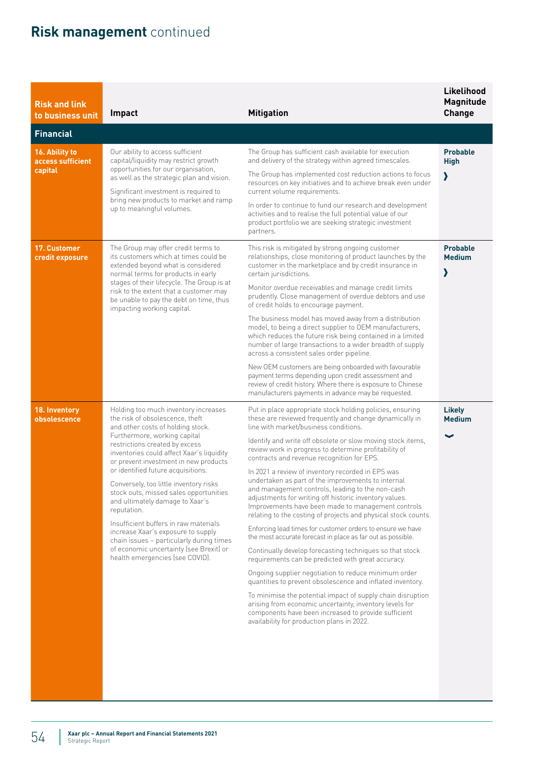# Risk management continued

| Risk and link to business unit | Impact | Mitigation | Likelihood Magnitude Change |
|---|---|---|---|
| **Financial** | | | |
| **16. Ability to access sufficient capital** | Our ability to access sufficient capital/liquidity may restrict growth opportunities for our organisation, as well as the strategic plan and vision.<br><br>Significant investment is required to bring new products to market and ramp up to meaningful volumes. | The Group has sufficient cash available for execution and delivery of the strategy within agreed timescales.<br><br>The Group has implemented cost reduction actions to focus resources on key initiatives and to achieve break even under current volume requirements.<br><br>In order to continue to fund our research and development activities and to realise the full potential value of our product portfolio we are seeking strategic investment partners. | **Probable**<br>**High**<br>❯ |
| **17. Customer credit exposure** | The Group may offer credit terms to its customers which at times could be extended beyond what is considered normal terms for products in early stages of their lifecycle. The Group is at risk to the extent that a customer may be unable to pay the debt on time, thus impacting working capital. | This risk is mitigated by strong ongoing customer relationships, close monitoring of product launches by the customer in the marketplace and by credit insurance in certain jurisdictions.<br><br>Monitor overdue receivables and manage credit limits prudently. Close management of overdue debtors and use of credit holds to encourage payment.<br><br>The business model has moved away from a distribution model, to being a direct supplier to OEM manufacturers, which reduces the future risk being contained in a limited number of large transactions to a wider breadth of supply across a consistent sales order pipeline.<br><br>New OEM customers are being onboarded with favourable payment terms depending upon credit assessment and review of credit history. Where there is exposure to Chinese manufacturers payments in advance may be requested. | **Probable**<br>**Medium**<br>❯ |
| **18. Inventory obsolescence** | Holding too much inventory increases the risk of obsolescence, theft and other costs of holding stock. Furthermore, working capital restrictions created by excess inventories could affect Xaar's liquidity or prevent investment in new products or identified future acquisitions.<br><br>Conversely, too little inventory risks stock outs, missed sales opportunities and ultimately damage to Xaar's reputation.<br><br>Insufficient buffers in raw materials increase Xaar's exposure to supply chain issues – particularly during times of economic uncertainty (see Brexit) or health emergencies (see COVID). | Put in place appropriate stock holding policies, ensuring these are reviewed frequently and change dynamically in line with market/business conditions.<br><br>Identify and write off obsolete or slow moving stock items, review work in progress to determine profitability of contracts and revenue recognition for EPS.<br><br>In 2021 a review of inventory recorded in EPS was undertaken as part of the improvements to internal and management controls, leading to the non-cash adjustments for writing off historic inventory values. Improvements have been made to management controls relating to the costing of projects and physical stock counts.<br><br>Enforcing lead times for customer orders to ensure we have the most accurate forecast in place as far out as possible.<br><br>Continually develop forecasting techniques so that stock requirements can be predicted with great accuracy.<br><br>Ongoing supplier negotiation to reduce minimum order quantities to prevent obsolescence and inflated inventory.<br><br>To minimise the potential impact of supply chain disruption arising from economic uncertainty, inventory levels for components have been increased to provide sufficient availability for production plans in 2022. | **Likely**<br>**Medium**<br>⌄ |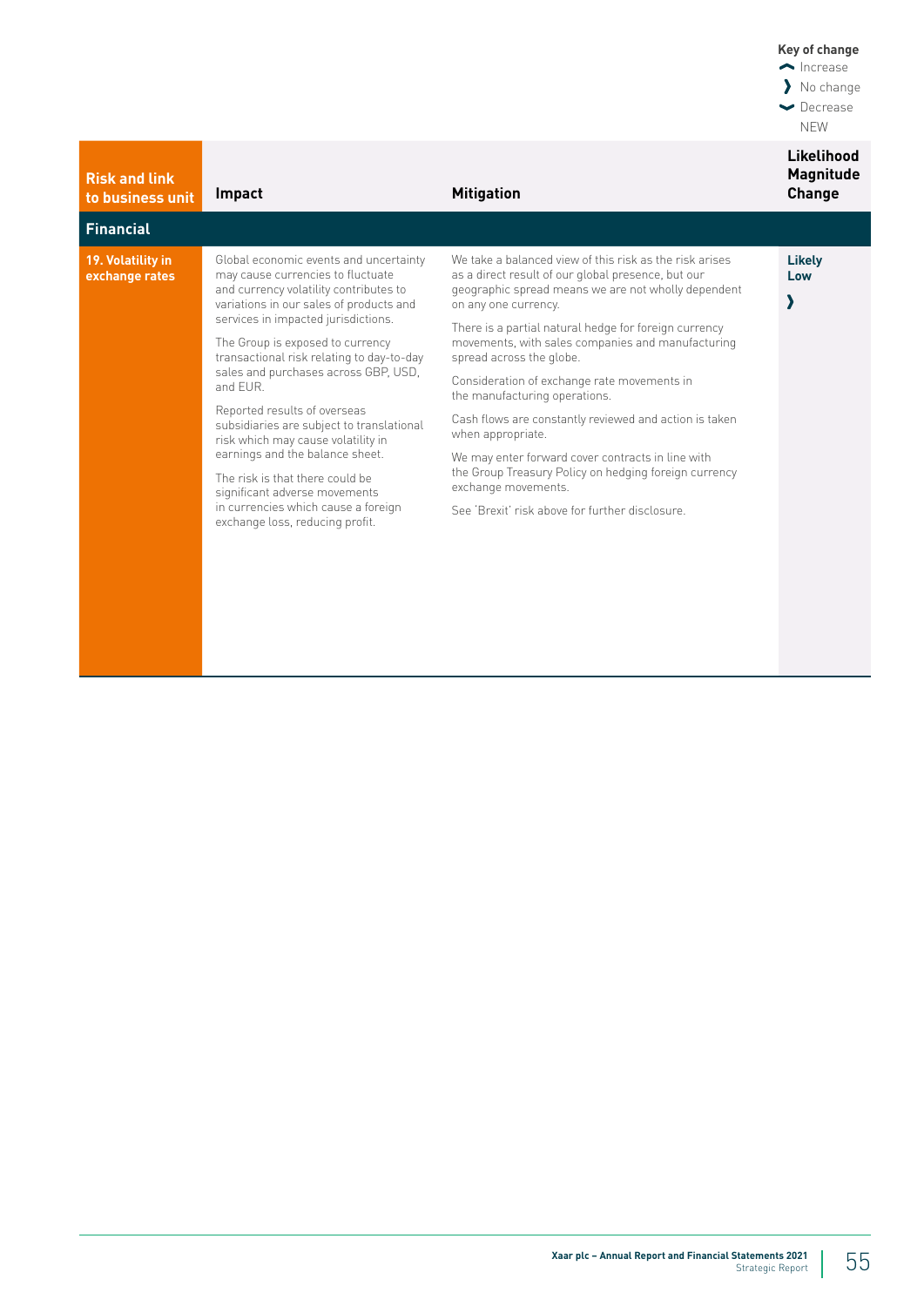**Key of change**
❮ Increase
❯ No change
❯ Decrease
NEW

| Risk and link to business unit | Impact | Mitigation | Likelihood Magnitude Change |
|---|---|---|---|
| **Financial** | | | |
| **19. Volatility in exchange rates** | Global economic events and uncertainty may cause currencies to fluctuate and currency volatility contributes to variations in our sales of products and services in impacted jurisdictions.<br><br>The Group is exposed to currency transactional risk relating to day-to-day sales and purchases across GBP, USD, and EUR.<br><br>Reported results of overseas subsidiaries are subject to translational risk which may cause volatility in earnings and the balance sheet.<br><br>The risk is that there could be significant adverse movements in currencies which cause a foreign exchange loss, reducing profit. | We take a balanced view of this risk as the risk arises as a direct result of our global presence, but our geographic spread means we are not wholly dependent on any one currency.<br><br>There is a partial natural hedge for foreign currency movements, with sales companies and manufacturing spread across the globe.<br><br>Consideration of exchange rate movements in the manufacturing operations.<br><br>Cash flows are constantly reviewed and action is taken when appropriate.<br><br>We may enter forward cover contracts in line with the Group Treasury Policy on hedging foreign currency exchange movements.<br><br>See 'Brexit' risk above for further disclosure. | **Likely**<br>**Low**<br>❯ |